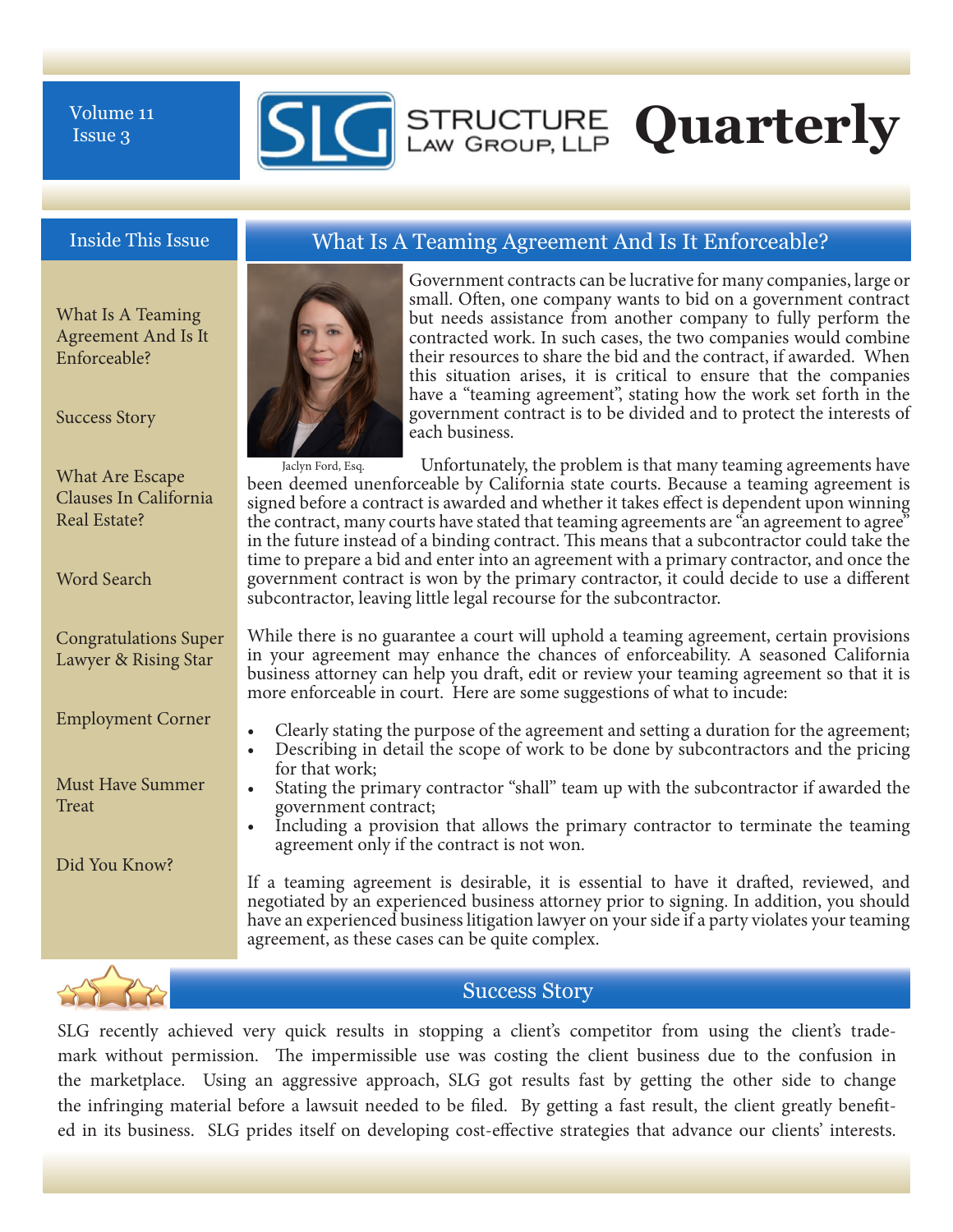Volume 11
Issue 3

# STRUCTURE LAW GROUP, LLP Quarterly

## Inside This Issue

- What Is A Teaming Agreement And Is It Enforceable?
- Success Story
- What Are Escape Clauses In California Real Estate?
- Word Search
- Congratulations Super Lawyer & Rising Star
- Employment Corner
- Must Have Summer Treat
- Did You Know?

## What Is A Teaming Agreement And Is It Enforceable?

Jaclyn Ford, Esq.

Government contracts can be lucrative for many companies, large or small. Often, one company wants to bid on a government contract but needs assistance from another company to fully perform the contracted work. In such cases, the two companies would combine their resources to share the bid and the contract, if awarded. When this situation arises, it is critical to ensure that the companies have a "teaming agreement", stating how the work set forth in the government contract is to be divided and to protect the interests of each business.

Unfortunately, the problem is that many teaming agreements have been deemed unenforceable by California state courts. Because a teaming agreement is signed before a contract is awarded and whether it takes effect is dependent upon winning the contract, many courts have stated that teaming agreements are "an agreement to agree" in the future instead of a binding contract. This means that a subcontractor could take the time to prepare a bid and enter into an agreement with a primary contractor, and once the government contract is won by the primary contractor, it could decide to use a different subcontractor, leaving little legal recourse for the subcontractor.

While there is no guarantee a court will uphold a teaming agreement, certain provisions in your agreement may enhance the chances of enforceability. A seasoned California business attorney can help you draft, edit or review your teaming agreement so that it is more enforceable in court. Here are some suggestions of what to incude:

- Clearly stating the purpose of the agreement and setting a duration for the agreement;
- Describing in detail the scope of work to be done by subcontractors and the pricing for that work;
- Stating the primary contractor "shall" team up with the subcontractor if awarded the government contract;
- Including a provision that allows the primary contractor to terminate the teaming agreement only if the contract is not won.

If a teaming agreement is desirable, it is essential to have it drafted, reviewed, and negotiated by an experienced business attorney prior to signing. In addition, you should have an experienced business litigation lawyer on your side if a party violates your teaming agreement, as these cases can be quite complex.

## Success Story

SLG recently achieved very quick results in stopping a client's competitor from using the client's trademark without permission. The impermissible use was costing the client business due to the confusion in the marketplace. Using an aggressive approach, SLG got results fast by getting the other side to change the infringing material before a lawsuit needed to be filed. By getting a fast result, the client greatly benefited in its business. SLG prides itself on developing cost-effective strategies that advance our clients' interests.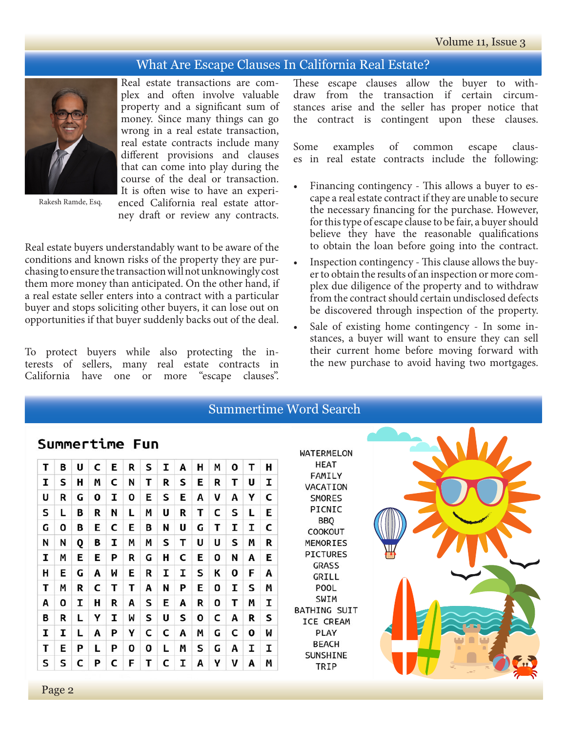## What Are Escape Clauses In California Real Estate?

Rakesh Ramde, Esq.

Real estate transactions are complex and often involve valuable property and a significant sum of money. Since many things can go wrong in a real estate transaction, real estate contracts include many different provisions and clauses that can come into play during the course of the deal or transaction. It is often wise to have an experienced California real estate attorney draft or review any contracts.

Real estate buyers understandably want to be aware of the conditions and known risks of the property they are purchasing to ensure the transaction will not unknowingly cost them more money than anticipated. On the other hand, if a real estate seller enters into a contract with a particular buyer and stops soliciting other buyers, it can lose out on opportunities if that buyer suddenly backs out of the deal.

To protect buyers while also protecting the interests of sellers, many real estate contracts in California have one or more "escape clauses". These escape clauses allow the buyer to withdraw from the transaction if certain circumstances arise and the seller has proper notice that the contract is contingent upon these clauses.

Some examples of common escape clauses in real estate contracts include the following:

- Financing contingency - This allows a buyer to escape a real estate contract if they are unable to secure the necessary financing for the purchase. However, for this type of escape clause to be fair, a buyer should believe they have the reasonable qualifications to obtain the loan before going into the contract.
- Inspection contingency - This clause allows the buyer to obtain the results of an inspection or more complex due diligence of the property and to withdraw from the contract should certain undisclosed defects be discovered through inspection of the property.
- Sale of existing home contingency - In some instances, a buyer will want to ensure they can sell their current home before moving forward with the new purchase to avoid having two mortgages.

## Summertime Word Search

### Summertime Fun

| | | | | | | | | | | | | | |
|---|---|---|---|---|---|---|---|---|---|---|---|---|---|
| T | B | U | C | E | R | S | I | A | H | M | O | T | H |
| I | S | H | M | C | N | T | R | S | E | R | T | U | I |
| U | R | G | O | I | O | E | S | E | A | V | A | Y | C |
| S | L | B | R | N | L | M | U | R | T | C | S | L | E |
| G | O | B | E | C | E | B | N | U | G | T | I | I | C |
| N | N | Q | B | I | M | M | S | T | U | U | S | M | R |
| I | M | E | E | P | R | G | H | C | E | O | N | A | E |
| H | E | G | A | W | E | R | I | I | S | K | O | F | A |
| T | M | R | C | T | T | A | N | P | E | O | I | S | M |
| A | O | I | H | R | A | S | E | A | R | O | T | M | I |
| B | R | L | Y | I | W | S | U | S | O | C | A | R | S |
| I | I | L | A | P | Y | C | C | A | M | G | C | O | W |
| T | E | P | L | P | O | O | L | M | S | G | A | I | I |
| S | S | C | P | C | F | T | C | I | A | Y | V | A | M |

WATERMELON
HEAT
FAMILY
VACATION
SMORES
PICNIC
BBQ
COOKOUT
MEMORIES
PICTURES
GRASS
GRILL
POOL
SWIM
BATHING SUIT
ICE CREAM
PLAY
BEACH
SUNSHINE
TRIP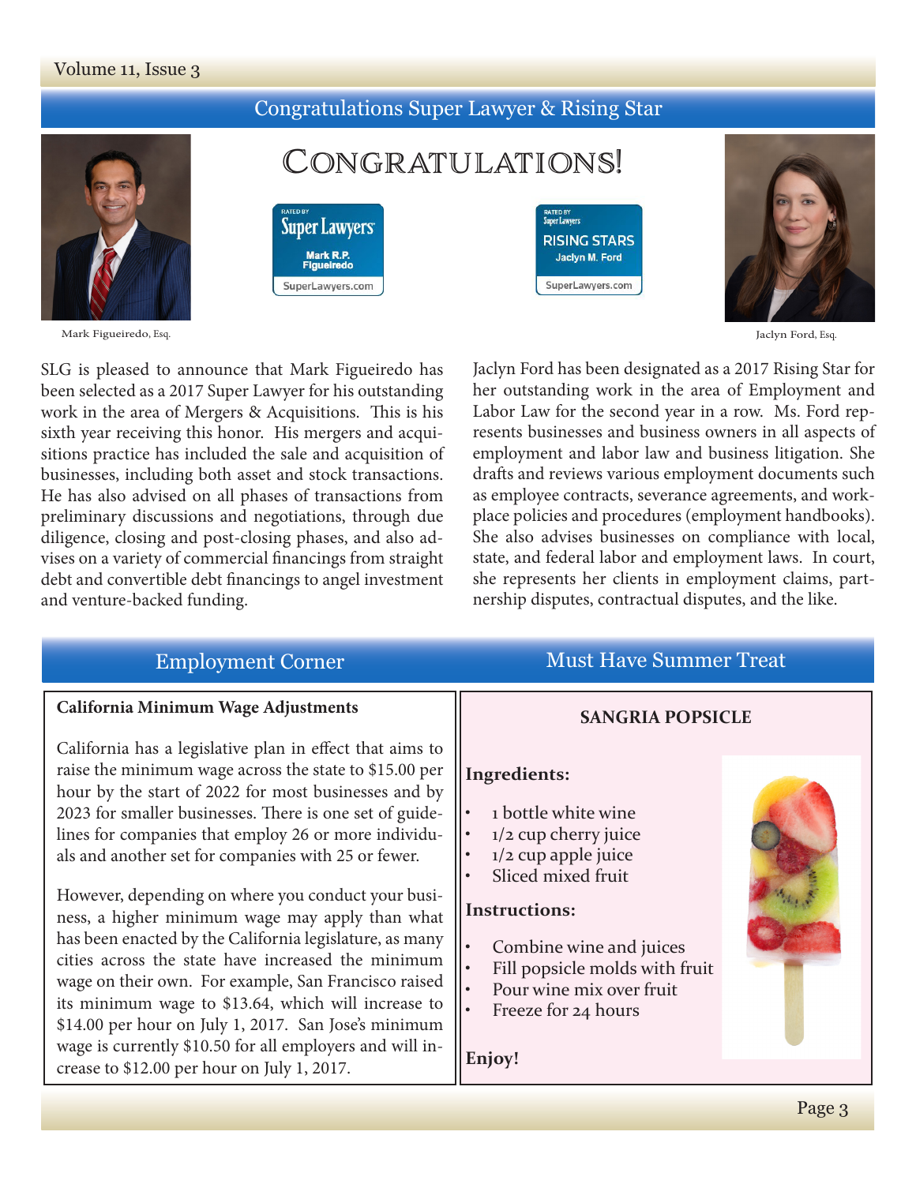## Congratulations Super Lawyer & Rising Star

# CONGRATULATIONS!

Rated by Super Lawyers — Mark R.P. Figueiredo — SuperLawyers.com

Rated by Super Lawyers — RISING STARS — Jaclyn M. Ford — SuperLawyers.com

Mark Figueiredo, Esq.

Jaclyn Ford, Esq.

SLG is pleased to announce that Mark Figueiredo has been selected as a 2017 Super Lawyer for his outstanding work in the area of Mergers & Acquisitions. This is his sixth year receiving this honor. His mergers and acquisitions practice has included the sale and acquisition of businesses, including both asset and stock transactions. He has also advised on all phases of transactions from preliminary discussions and negotiations, through due diligence, closing and post-closing phases, and also advises on a variety of commercial financings from straight debt and convertible debt financings to angel investment and venture-backed funding.

Jaclyn Ford has been designated as a 2017 Rising Star for her outstanding work in the area of Employment and Labor Law for the second year in a row. Ms. Ford represents businesses and business owners in all aspects of employment and labor law and business litigation. She drafts and reviews various employment documents such as employee contracts, severance agreements, and workplace policies and procedures (employment handbooks). She also advises businesses on compliance with local, state, and federal labor and employment laws. In court, she represents her clients in employment claims, partnership disputes, contractual disputes, and the like.

## Employment Corner

**California Minimum Wage Adjustments**

California has a legislative plan in effect that aims to raise the minimum wage across the state to $15.00 per hour by the start of 2022 for most businesses and by 2023 for smaller businesses. There is one set of guidelines for companies that employ 26 or more individuals and another set for companies with 25 or fewer.

However, depending on where you conduct your business, a higher minimum wage may apply than what has been enacted by the California legislature, as many cities across the state have increased the minimum wage on their own. For example, San Francisco raised its minimum wage to $13.64, which will increase to $14.00 per hour on July 1, 2017. San Jose's minimum wage is currently $10.50 for all employers and will increase to $12.00 per hour on July 1, 2017.

## Must Have Summer Treat

**SANGRIA POPSICLE**

**Ingredients:**

- 1 bottle white wine
- 1/2 cup cherry juice
- 1/2 cup apple juice
- Sliced mixed fruit

**Instructions:**

- Combine wine and juices
- Fill popsicle molds with fruit
- Pour wine mix over fruit
- Freeze for 24 hours

**Enjoy!**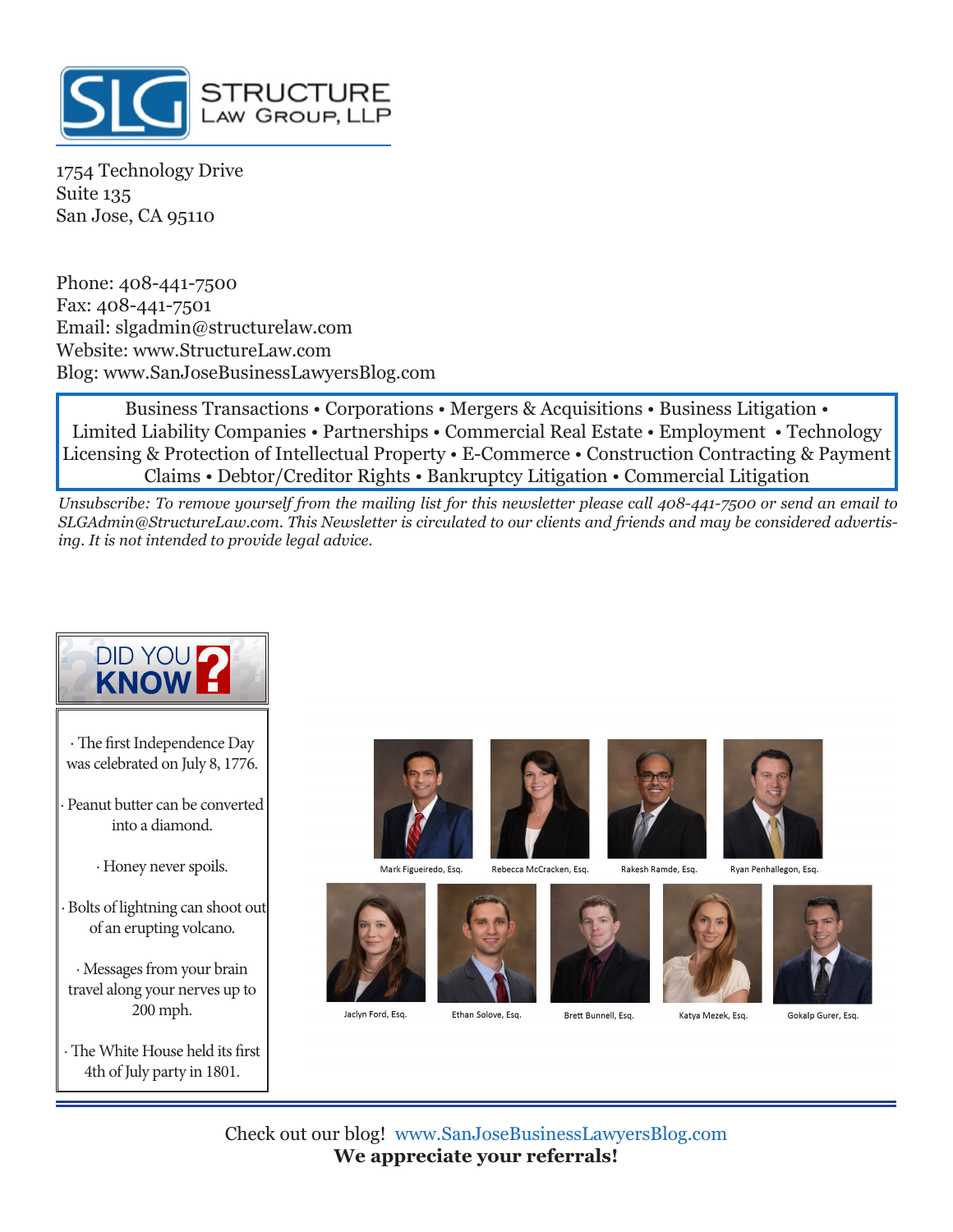**STRUCTURE LAW GROUP, LLP**

1754 Technology Drive
Suite 135
San Jose, CA 95110

Phone: 408-441-7500
Fax: 408-441-7501
Email: slgadmin@structurelaw.com
Website: www.StructureLaw.com
Blog: www.SanJoseBusinessLawyersBlog.com

Business Transactions • Corporations • Mergers & Acquisitions • Business Litigation • Limited Liability Companies • Partnerships • Commercial Real Estate • Employment • Technology Licensing & Protection of Intellectual Property • E-Commerce • Construction Contracting & Payment Claims • Debtor/Creditor Rights • Bankruptcy Litigation • Commercial Litigation

*Unsubscribe: To remove yourself from the mailing list for this newsletter please call 408-441-7500 or send an email to SLGAdmin@StructureLaw.com. This Newsletter is circulated to our clients and friends and may be considered advertising. It is not intended to provide legal advice.*

## DID YOU KNOW?

· The first Independence Day was celebrated on July 8, 1776.

· Peanut butter can be converted into a diamond.

· Honey never spoils.

· Bolts of lightning can shoot out of an erupting volcano.

· Messages from your brain travel along your nerves up to 200 mph.

· The White House held its first 4th of July party in 1801.

Mark Figueiredo, Esq. | Rebecca McCracken, Esq. | Rakesh Ramde, Esq. | Ryan Penhallegon, Esq.

Jaclyn Ford, Esq. | Ethan Solove, Esq. | Brett Bunnell, Esq. | Katya Mezek, Esq. | Gokalp Gurer, Esq.

Check out our blog! www.SanJoseBusinessLawyersBlog.com

**We appreciate your referrals!**